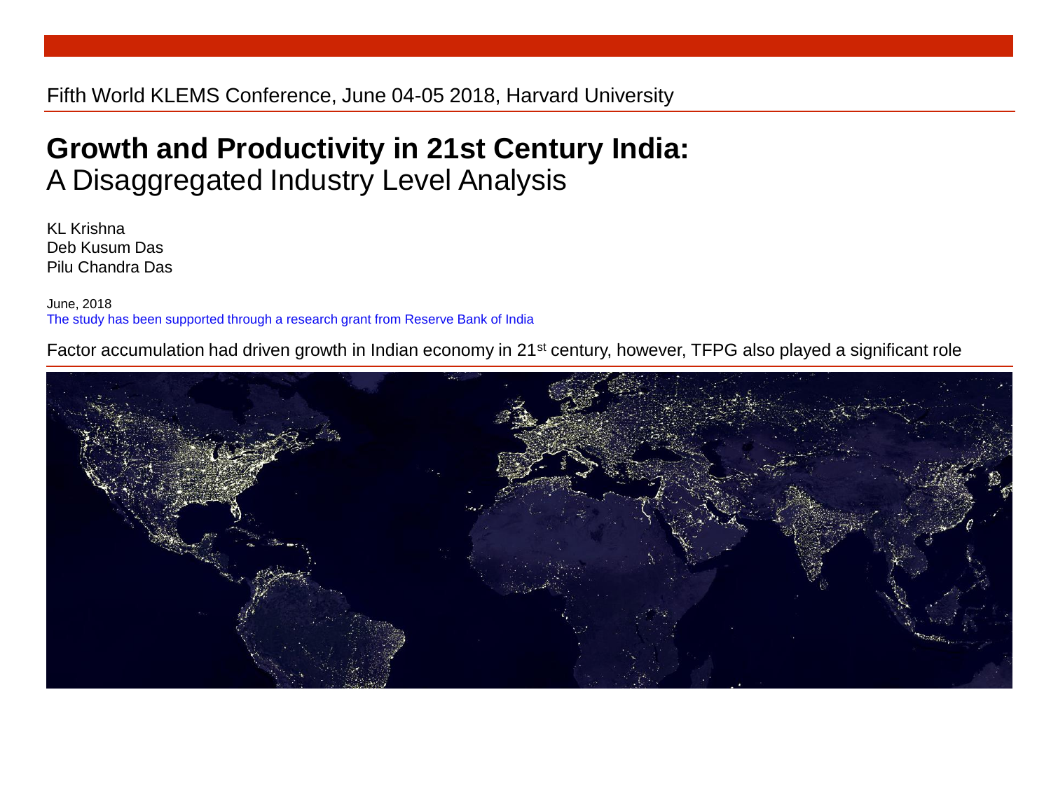Fifth World KLEMS Conference, June 04-05 2018, Harvard University

# Growth and Productivity in 21st Century India:
## A Disaggregated Industry Level Analysis

KL Krishna
Deb Kusum Das
Pilu Chandra Das

June, 2018
The study has been supported through a research grant from Reserve Bank of India

Factor accumulation had driven growth in Indian economy in 21st century, however, TFPG also played a significant role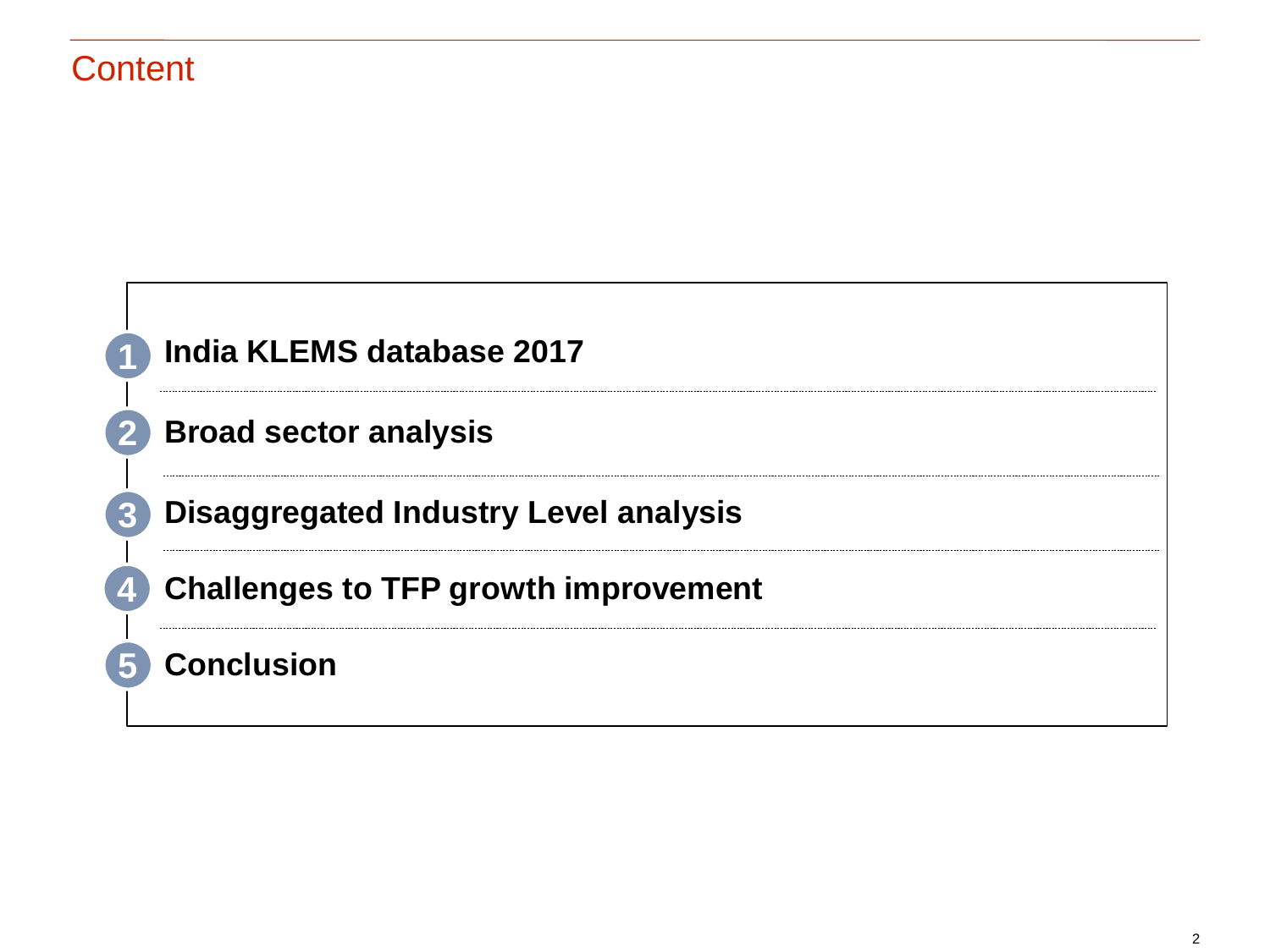# Content

1. **India KLEMS database 2017**
2. **Broad sector analysis**
3. **Disaggregated Industry Level analysis**
4. **Challenges to TFP growth improvement**
5. **Conclusion**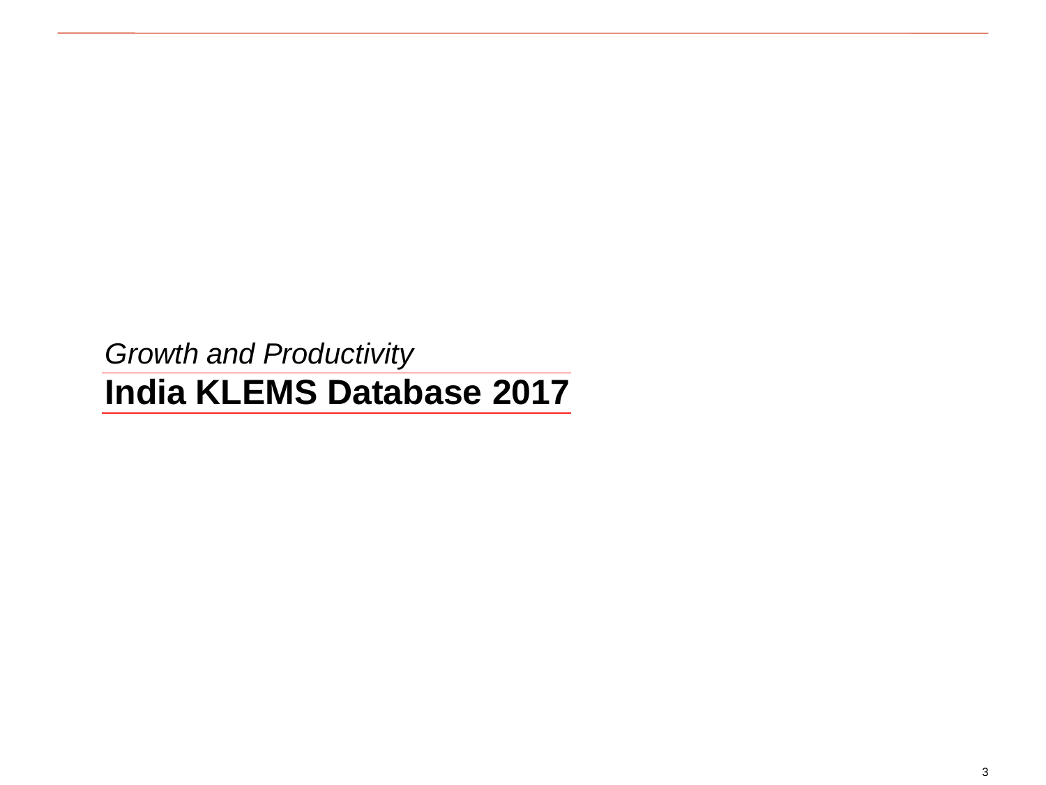*Growth and Productivity*

# India KLEMS Database 2017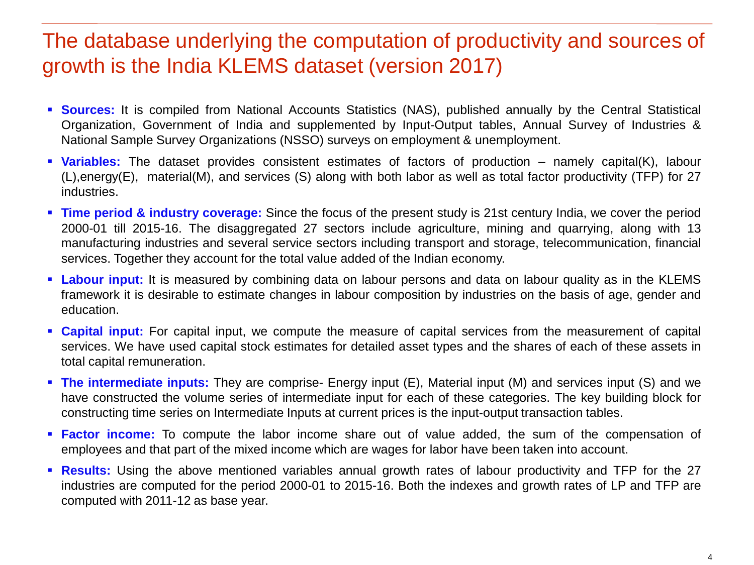# The database underlying the computation of productivity and sources of growth is the India KLEMS dataset (version 2017)

- **Sources:** It is compiled from National Accounts Statistics (NAS), published annually by the Central Statistical Organization, Government of India and supplemented by Input-Output tables, Annual Survey of Industries & National Sample Survey Organizations (NSSO) surveys on employment & unemployment.
- **Variables:** The dataset provides consistent estimates of factors of production – namely capital(K), labour (L),energy(E), material(M), and services (S) along with both labor as well as total factor productivity (TFP) for 27 industries.
- **Time period & industry coverage:** Since the focus of the present study is 21st century India, we cover the period 2000-01 till 2015-16. The disaggregated 27 sectors include agriculture, mining and quarrying, along with 13 manufacturing industries and several service sectors including transport and storage, telecommunication, financial services. Together they account for the total value added of the Indian economy.
- **Labour input:** It is measured by combining data on labour persons and data on labour quality as in the KLEMS framework it is desirable to estimate changes in labour composition by industries on the basis of age, gender and education.
- **Capital input:** For capital input, we compute the measure of capital services from the measurement of capital services. We have used capital stock estimates for detailed asset types and the shares of each of these assets in total capital remuneration.
- **The intermediate inputs:** They are comprise- Energy input (E), Material input (M) and services input (S) and we have constructed the volume series of intermediate input for each of these categories. The key building block for constructing time series on Intermediate Inputs at current prices is the input-output transaction tables.
- **Factor income:** To compute the labor income share out of value added, the sum of the compensation of employees and that part of the mixed income which are wages for labor have been taken into account.
- **Results:** Using the above mentioned variables annual growth rates of labour productivity and TFP for the 27 industries are computed for the period 2000-01 to 2015-16. Both the indexes and growth rates of LP and TFP are computed with 2011-12 as base year.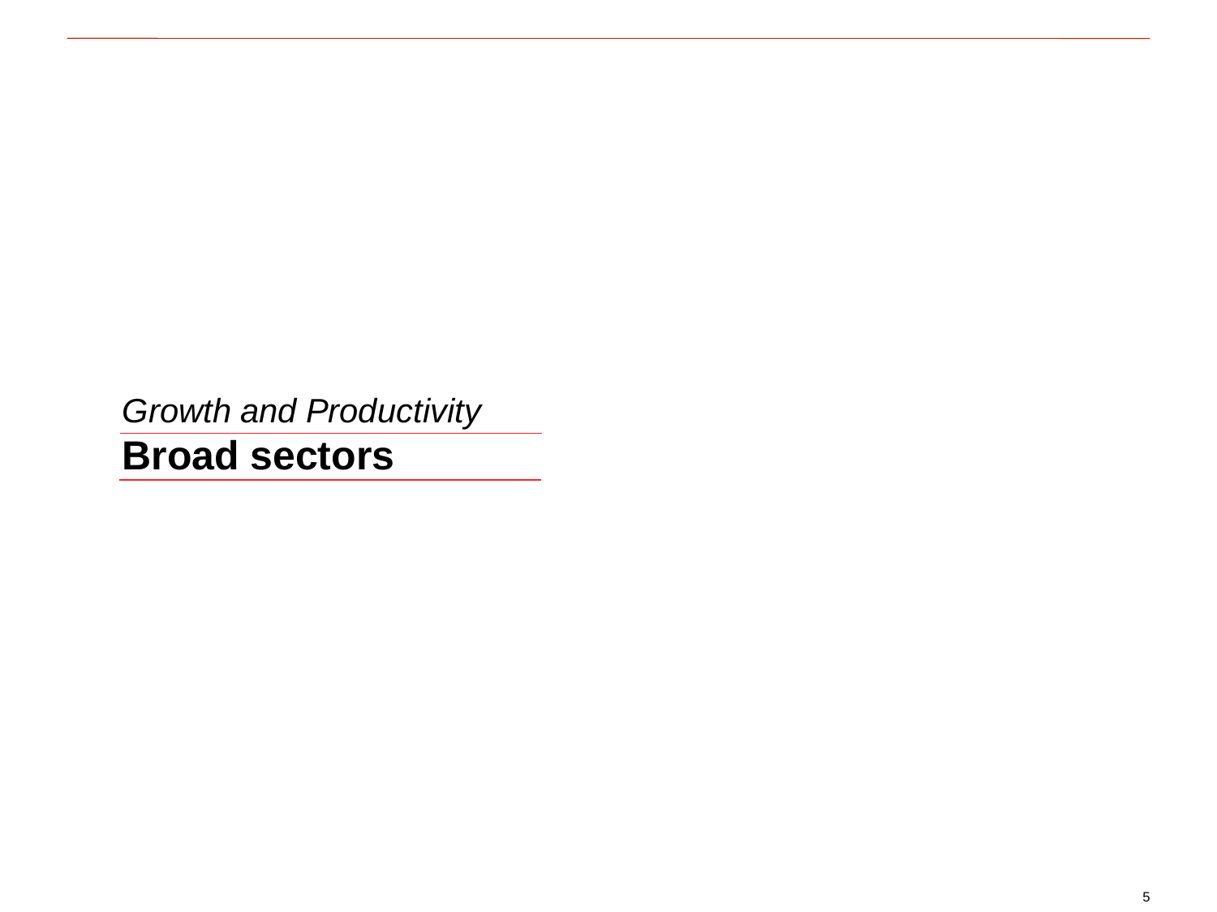*Growth and Productivity*

# Broad sectors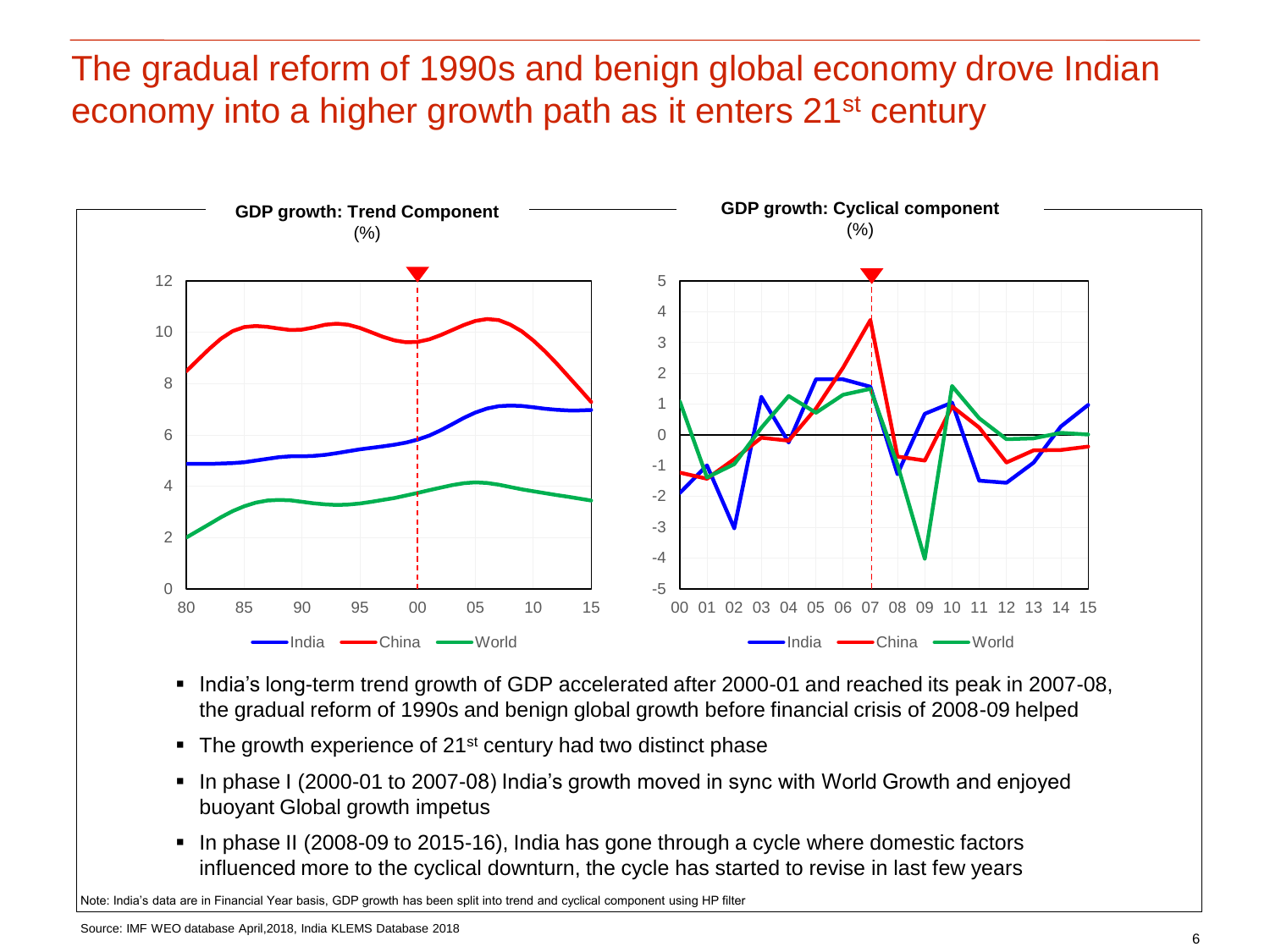# The gradual reform of 1990s and benign global economy drove Indian economy into a higher growth path as it enters 21st century

**GDP growth: Trend Component**
(%)

**GDP growth: Cyclical component**
(%)

- India's long-term trend growth of GDP accelerated after 2000-01 and reached its peak in 2007-08, the gradual reform of 1990s and benign global growth before financial crisis of 2008-09 helped
- The growth experience of 21st century had two distinct phase
- In phase I (2000-01 to 2007-08) India's growth moved in sync with World Growth and enjoyed buoyant Global growth impetus
- In phase II (2008-09 to 2015-16), India has gone through a cycle where domestic factors influenced more to the cyclical downturn, the cycle has started to revise in last few years

Note: India's data are in Financial Year basis, GDP growth has been split into trend and cyclical component using HP filter

Source: IMF WEO database April,2018, India KLEMS Database 2018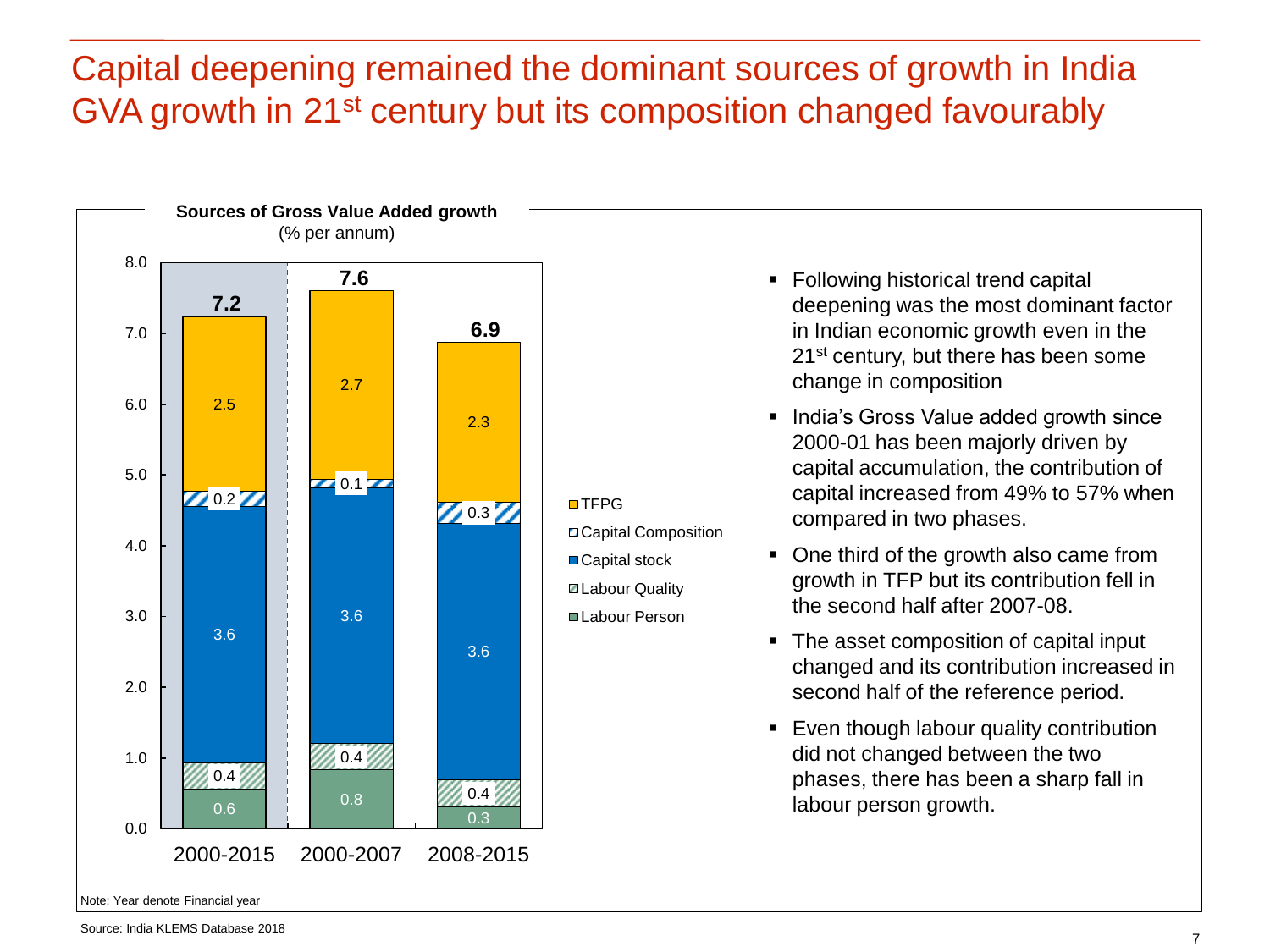# Capital deepening remained the dominant sources of growth in India GVA growth in 21st century but its composition changed favourably

**Sources of Gross Value Added growth**
(% per annum)

| Component | 2000-2015 | 2000-2007 | 2008-2015 |
|---|---|---|---|
| TFPG | 2.5 | 2.7 | 2.3 |
| Capital Composition | 0.2 | 0.1 | 0.3 |
| Capital stock | 3.6 | 3.6 | 3.6 |
| Labour Quality | 0.4 | 0.4 | 0.4 |
| Labour Person | 0.6 | 0.8 | 0.3 |
| **Total** | **7.2** | **7.6** | **6.9** |

Note: Year denote Financial year

- Following historical trend capital deepening was the most dominant factor in Indian economic growth even in the 21st century, but there has been some change in composition
- India's Gross Value added growth since 2000-01 has been majorly driven by capital accumulation, the contribution of capital increased from 49% to 57% when compared in two phases.
- One third of the growth also came from growth in TFP but its contribution fell in the second half after 2007-08.
- The asset composition of capital input changed and its contribution increased in second half of the reference period.
- Even though labour quality contribution did not changed between the two phases, there has been a sharp fall in labour person growth.

Source: India KLEMS Database 2018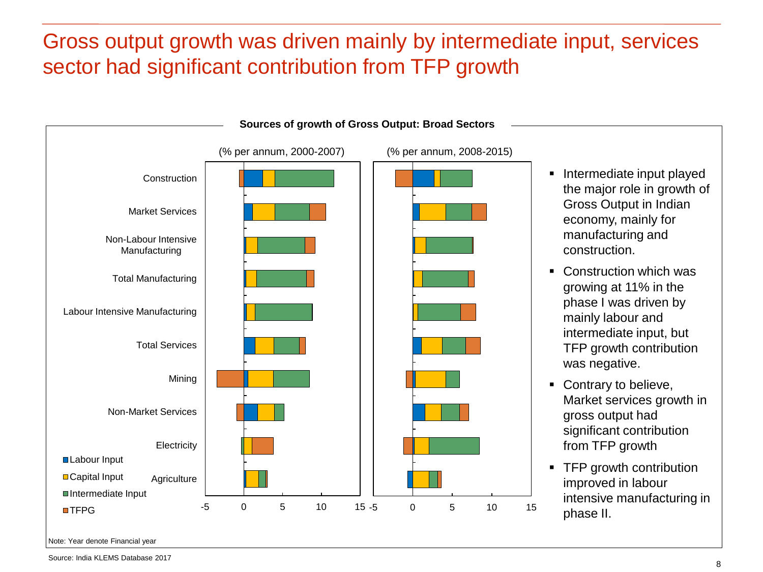# Gross output growth was driven mainly by intermediate input, services sector had significant contribution from TFP growth

**Sources of growth of Gross Output: Broad Sectors**

(% per annum, 2000-2007) | (% per annum, 2008-2015)

Sectors: Construction, Market Services, Non-Labour Intensive Manufacturing, Total Manufacturing, Labour Intensive Manufacturing, Total Services, Mining, Non-Market Services, Electricity, Agriculture

Legend: Labour Input, Capital Input, Intermediate Input, TFPG

- Intermediate input played the major role in growth of Gross Output in Indian economy, mainly for manufacturing and construction.
- Construction which was growing at 11% in the phase I was driven by mainly labour and intermediate input, but TFP growth contribution was negative.
- Contrary to believe, Market services growth in gross output had significant contribution from TFP growth
- TFP growth contribution improved in labour intensive manufacturing in phase II.

Note: Year denote Financial year

Source: India KLEMS Database 2017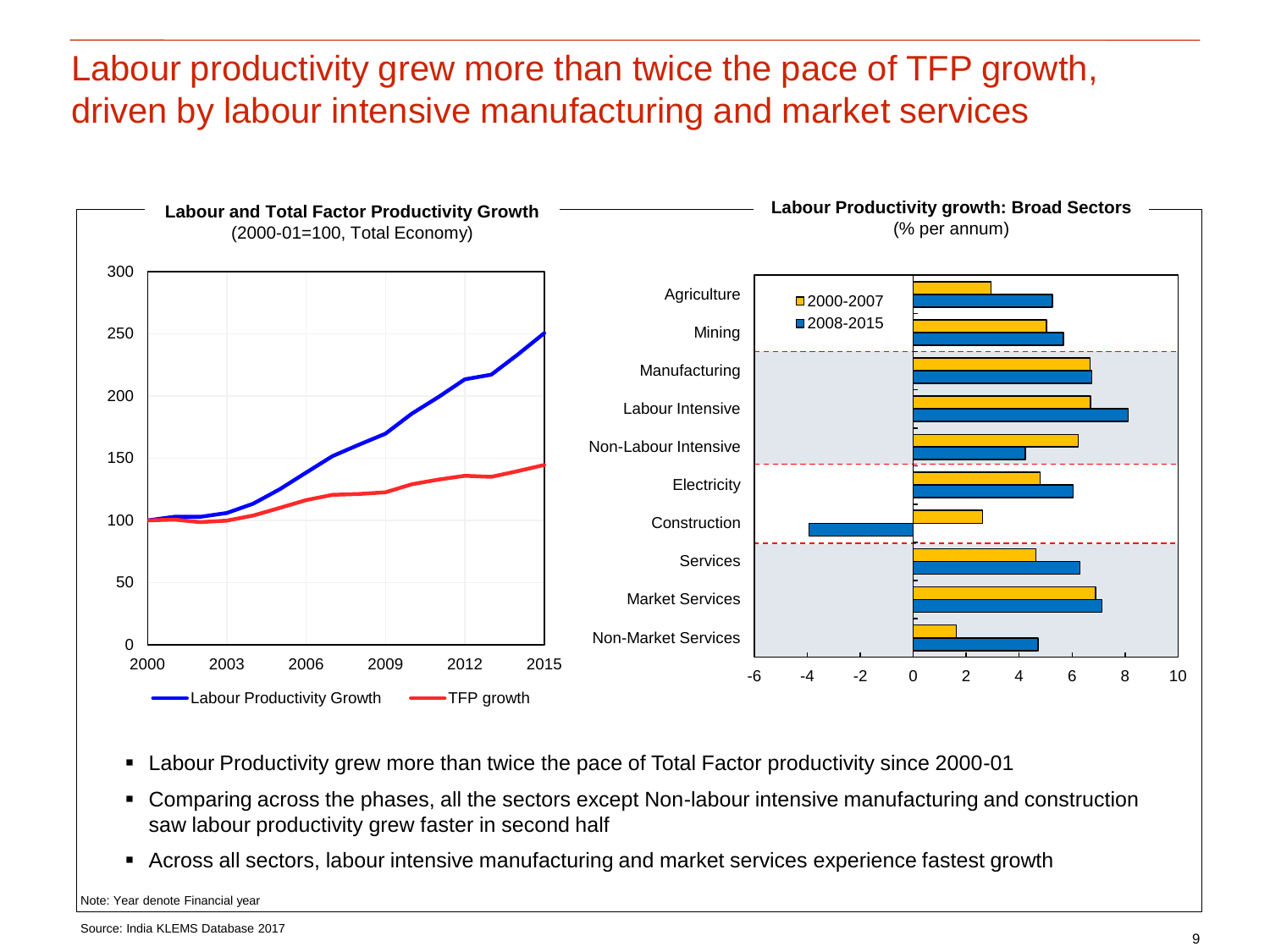# Labour productivity grew more than twice the pace of TFP growth, driven by labour intensive manufacturing and market services

**Labour and Total Factor Productivity Growth**
(2000-01=100, Total Economy)

**Labour Productivity growth: Broad Sectors**
(% per annum)

- Labour Productivity grew more than twice the pace of Total Factor productivity since 2000-01
- Comparing across the phases, all the sectors except Non-labour intensive manufacturing and construction saw labour productivity grew faster in second half
- Across all sectors, labour intensive manufacturing and market services experience fastest growth

Note: Year denote Financial year

Source: India KLEMS Database 2017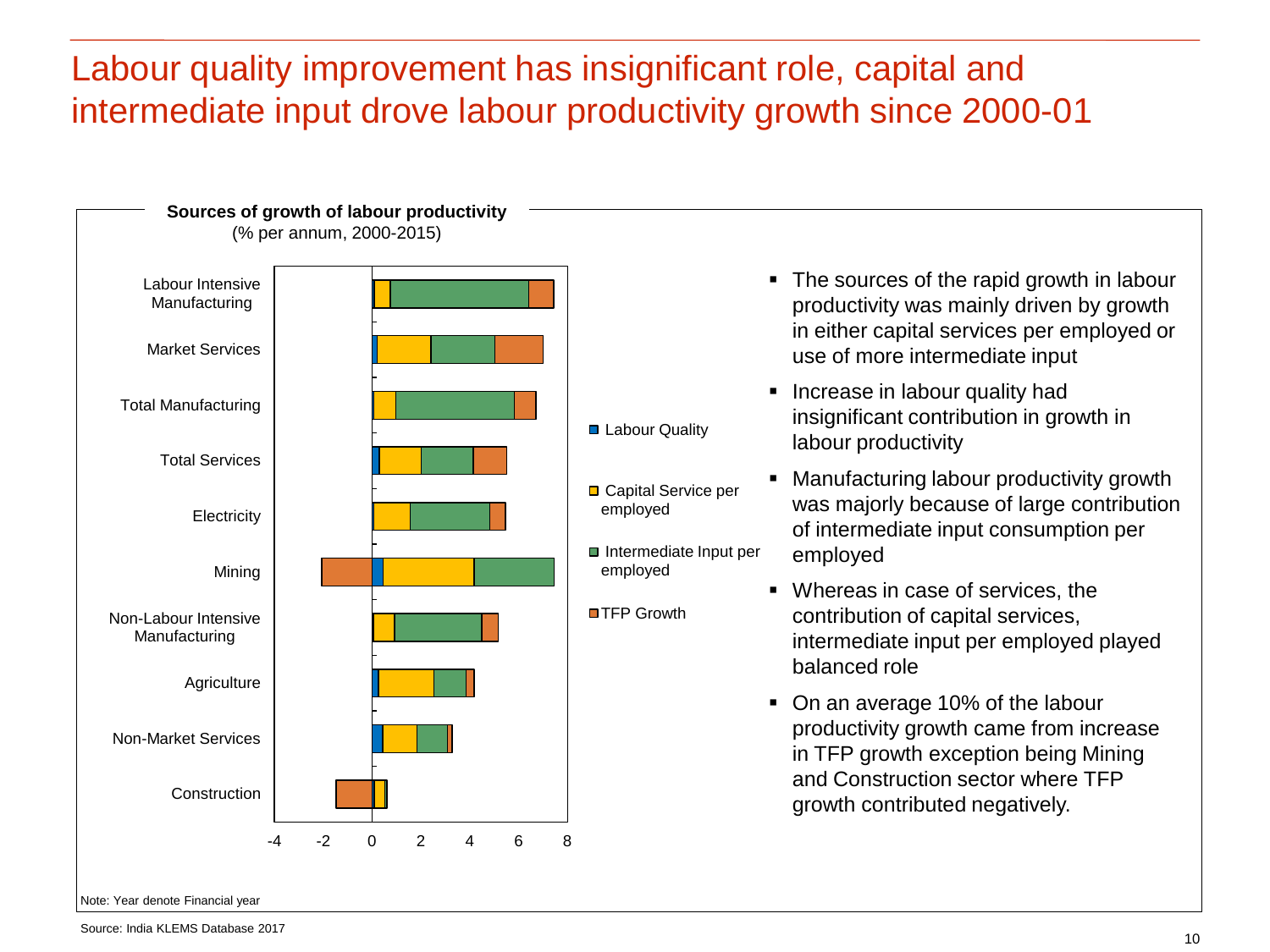# Labour quality improvement has insignificant role, capital and intermediate input drove labour productivity growth since 2000-01

**Sources of growth of labour productivity**
(% per annum, 2000-2015)

Labour Intensive Manufacturing
Market Services
Total Manufacturing
Total Services
Electricity
Mining
Non-Labour Intensive Manufacturing
Agriculture
Non-Market Services
Construction

-4 -2 0 2 4 6 8

- Labour Quality
- Capital Service per employed
- Intermediate Input per employed
- TFP Growth

- The sources of the rapid growth in labour productivity was mainly driven by growth in either capital services per employed or use of more intermediate input
- Increase in labour quality had insignificant contribution in growth in labour productivity
- Manufacturing labour productivity growth was majorly because of large contribution of intermediate input consumption per employed
- Whereas in case of services, the contribution of capital services, intermediate input per employed played balanced role
- On an average 10% of the labour productivity growth came from increase in TFP growth exception being Mining and Construction sector where TFP growth contributed negatively.

Note: Year denote Financial year

Source: India KLEMS Database 2017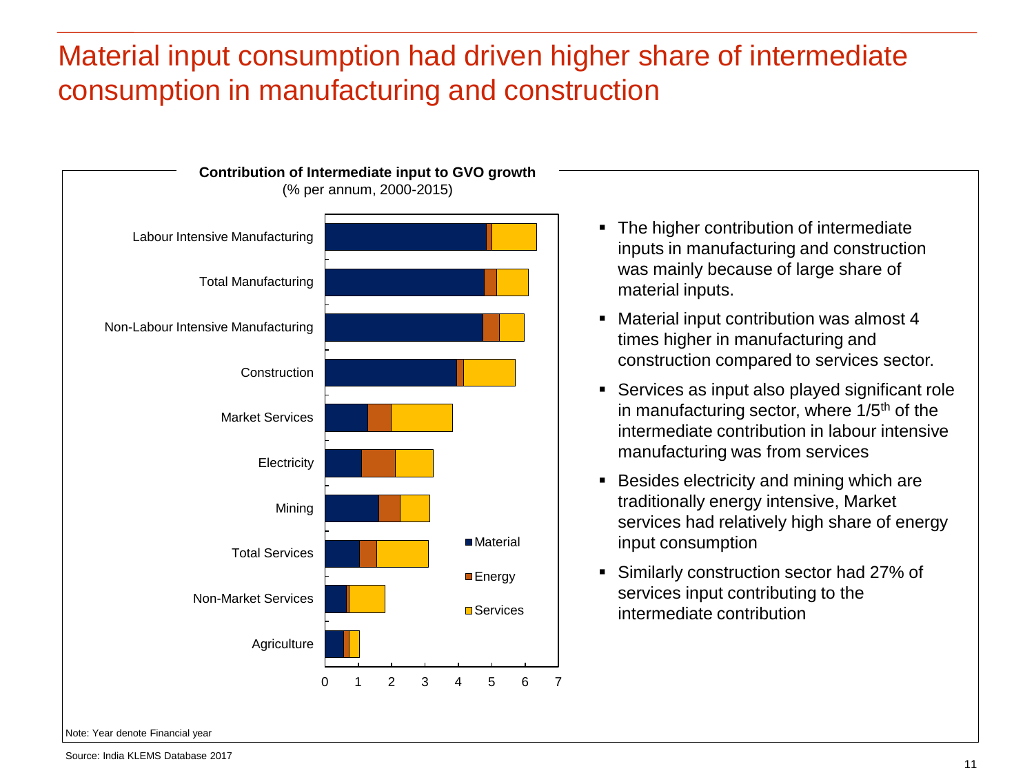# Material input consumption had driven higher share of intermediate consumption in manufacturing and construction

**Contribution of Intermediate input to GVO growth**
(% per annum, 2000-2015)

- The higher contribution of intermediate inputs in manufacturing and construction was mainly because of large share of material inputs.
- Material input contribution was almost 4 times higher in manufacturing and construction compared to services sector.
- Services as input also played significant role in manufacturing sector, where 1/5th of the intermediate contribution in labour intensive manufacturing was from services
- Besides electricity and mining which are traditionally energy intensive, Market services had relatively high share of energy input consumption
- Similarly construction sector had 27% of services input contributing to the intermediate contribution

Note: Year denote Financial year

Source: India KLEMS Database 2017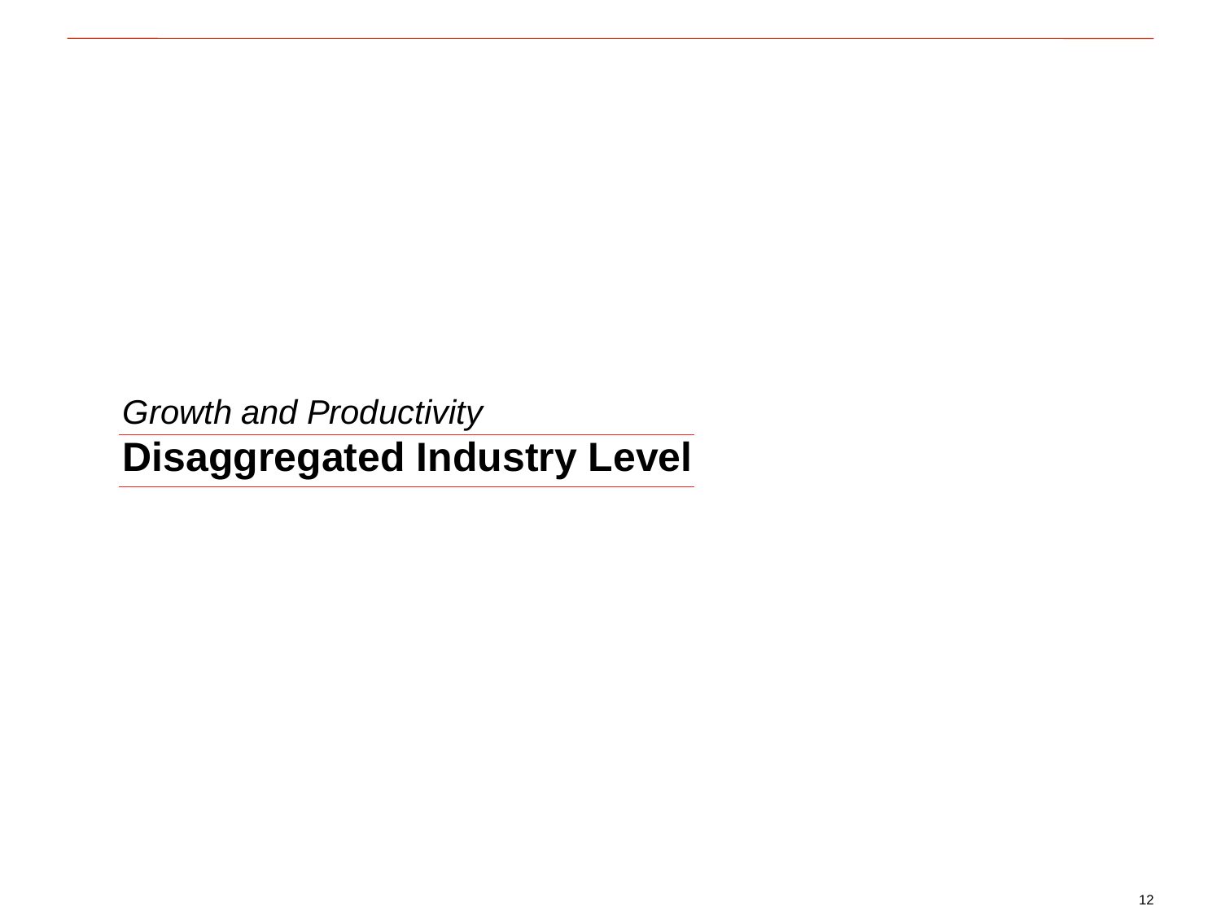*Growth and Productivity*

# Disaggregated Industry Level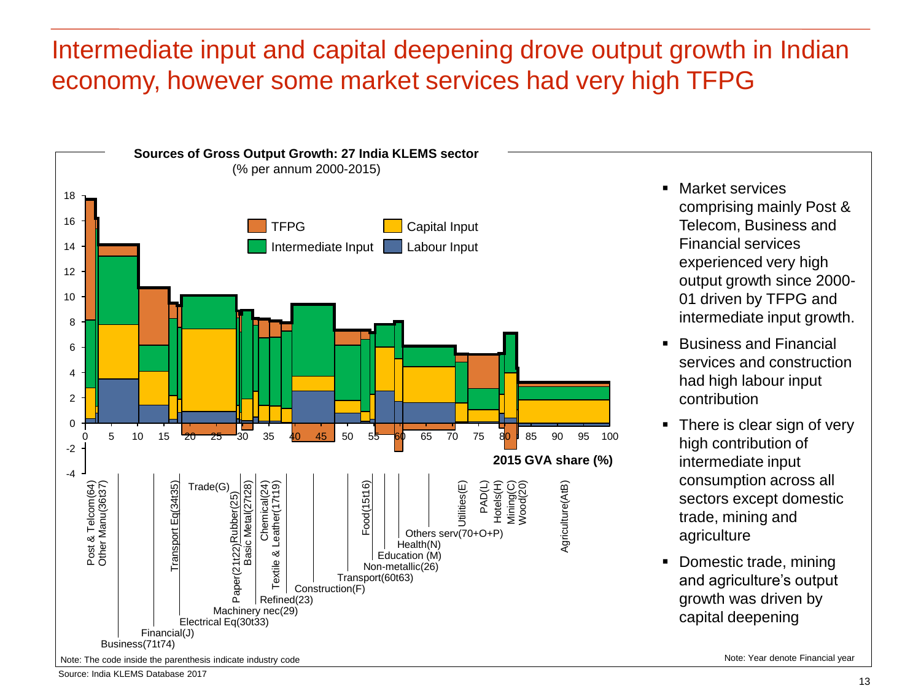# Intermediate input and capital deepening drove output growth in Indian economy, however some market services had very high TFPG

**Sources of Gross Output Growth: 27 India KLEMS sector**
(% per annum 2000-2015)

Legend: TFPG, Capital Input, Intermediate Input, Labour Input

X-axis: 2015 GVA share (%)

Sectors: Post & Telcom(64), Other Manu(36t37), Business(71t74), Financial(J), Transport Eq(34t35), Electrical Eq(30t33), Trade(G), Machinery nec(29), Paper(21t22), Rubber(25), Basic Metal(27t28), Refined(23), Chemical(24), Textile & Leather(17t19), Construction(F), Transport(60t63), Non-metallic(26), Food(15t16), Education (M), Health(N), Others serv(70+O+P), Utilities(E), PAD(L), Hotels(H), Mining(C), Wood(20), Agriculture(AtB)

Note: The code inside the parenthesis indicate industry code

- Market services comprising mainly Post & Telecom, Business and Financial services experienced very high output growth since 2000-01 driven by TFPG and intermediate input growth.
- Business and Financial services and construction had high labour input contribution
- There is clear sign of very high contribution of intermediate input consumption across all sectors except domestic trade, mining and agriculture
- Domestic trade, mining and agriculture's output growth was driven by capital deepening

Note: Year denote Financial year

Source: India KLEMS Database 2017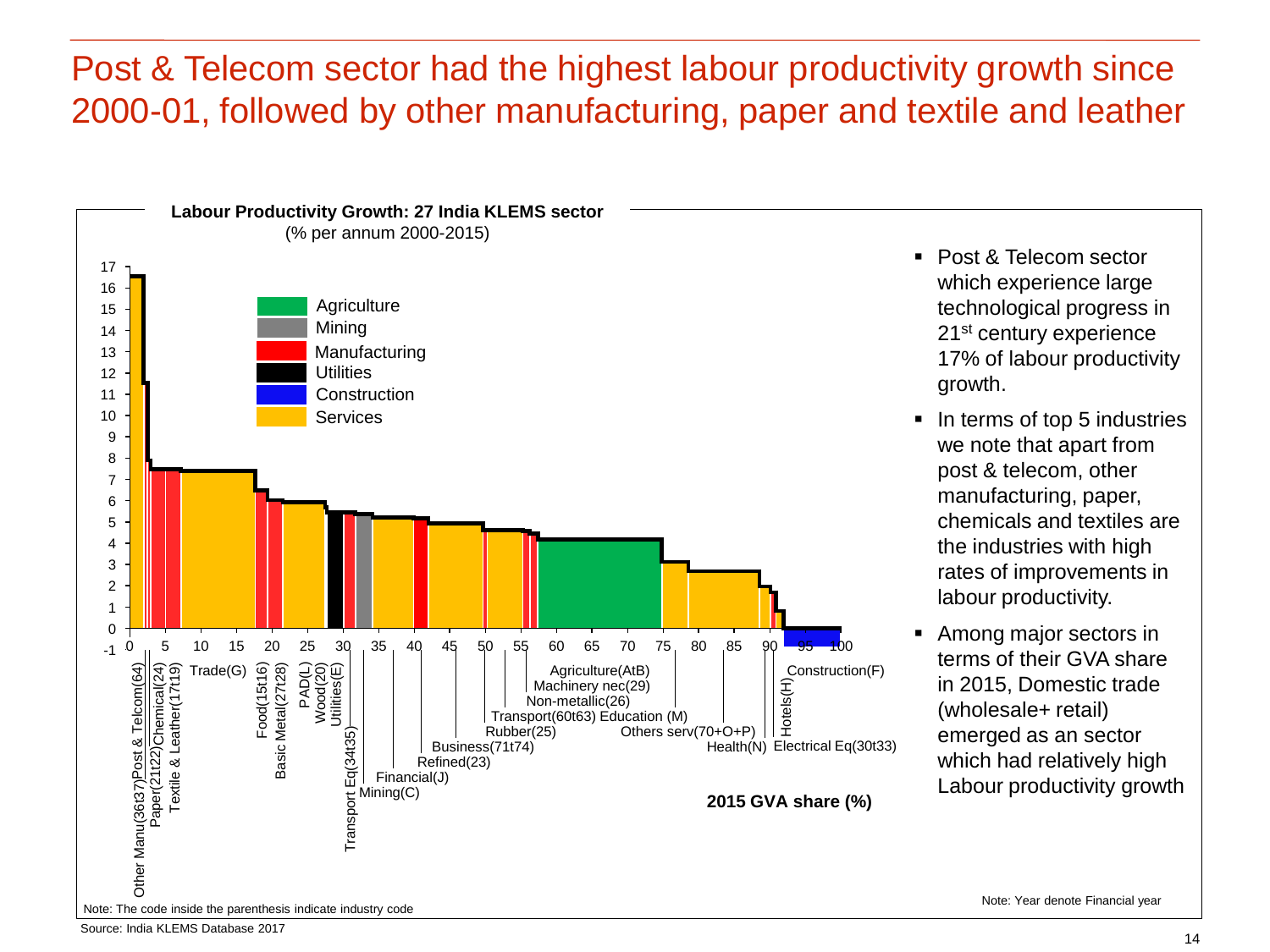# Post & Telecom sector had the highest labour productivity growth since 2000-01, followed by other manufacturing, paper and textile and leather

**Labour Productivity Growth: 27 India KLEMS sector**
(% per annum 2000-2015)

Legend: Agriculture, Mining, Manufacturing, Utilities, Construction, Services

Sectors (left to right): Other Manu(36t37), Post & Telcom(64), Paper(21t22), Chemical(24), Textile & Leather(17t19), Trade(G), Food(15t16), Basic Metal(27t28), PAD(L), Wood(20), Utilities(E), Transport Eq(34t35), Mining(C), Financial(J), Refined(23), Business(71t74), Rubber(25), Transport(60t63), Non-metallic(26), Machinery nec(29), Agriculture(AtB), Education (M), Others serv(70+O+P), Health(N), Hotels(H), Electrical Eq(30t33), Construction(F)

**2015 GVA share (%)**

Note: The code inside the parenthesis indicate industry code

- Post & Telecom sector which experience large technological progress in 21[st] century experience 17% of labour productivity growth.
- In terms of top 5 industries we note that apart from post & telecom, other manufacturing, paper, chemicals and textiles are the industries with high rates of improvements in labour productivity.
- Among major sectors in terms of their GVA share in 2015, Domestic trade (wholesale+ retail) emerged as an sector which had relatively high Labour productivity growth

Note: Year denote Financial year

Source: India KLEMS Database 2017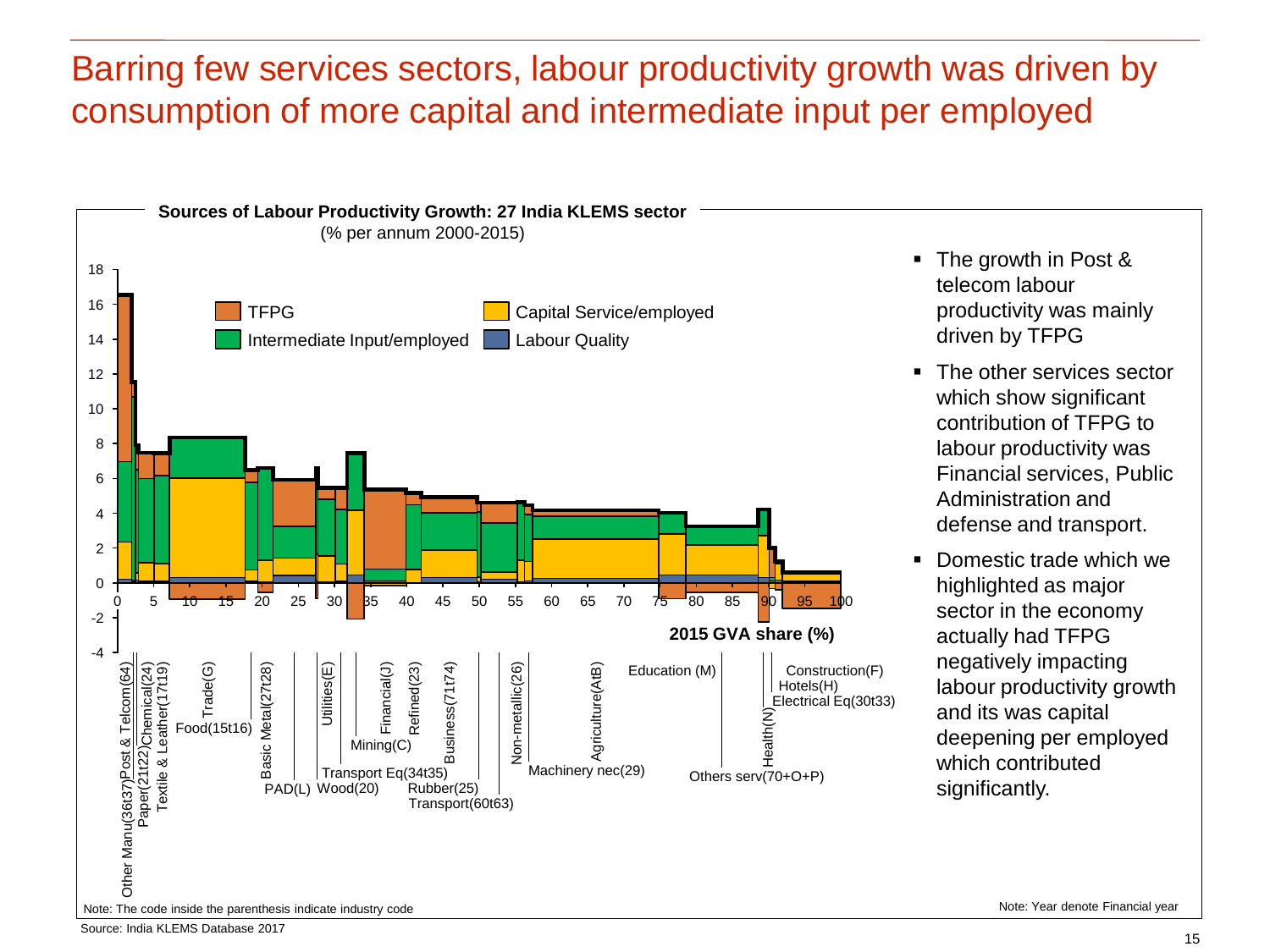# Barring few services sectors, labour productivity growth was driven by consumption of more capital and intermediate input per employed

**Sources of Labour Productivity Growth: 27 India KLEMS sector**
(% per annum 2000-2015)

Legend: TFPG; Capital Service/employed; Intermediate Input/employed; Labour Quality

X-axis: **2015 GVA share (%)**

Sectors: Other Manu(36t37), Post & Telecom(64), Paper(21t22), Chemical(24), Textile & Leather(17t19), Food(15t16), Trade(G), Basic Metal(27t28), PAD(L), Utilities(E), Wood(20), Transport Eq(34t35), Mining(C), Financial(J), Refined(23), Rubber(25), Business(71t74), Transport(60t63), Non-metallic(26), Machinery nec(29), Agriculture(AtB), Education (M), Others serv(70+O+P), Health(N), Construction(F), Hotels(H), Electrical Eq(30t33)

Note: The code inside the parenthesis indicate industry code

- The growth in Post & telecom labour productivity was mainly driven by TFPG
- The other services sector which show significant contribution of TFPG to labour productivity was Financial services, Public Administration and defense and transport.
- Domestic trade which we highlighted as major sector in the economy actually had TFPG negatively impacting labour productivity growth and its was capital deepening per employed which contributed significantly.

Note: Year denote Financial year

Source: India KLEMS Database 2017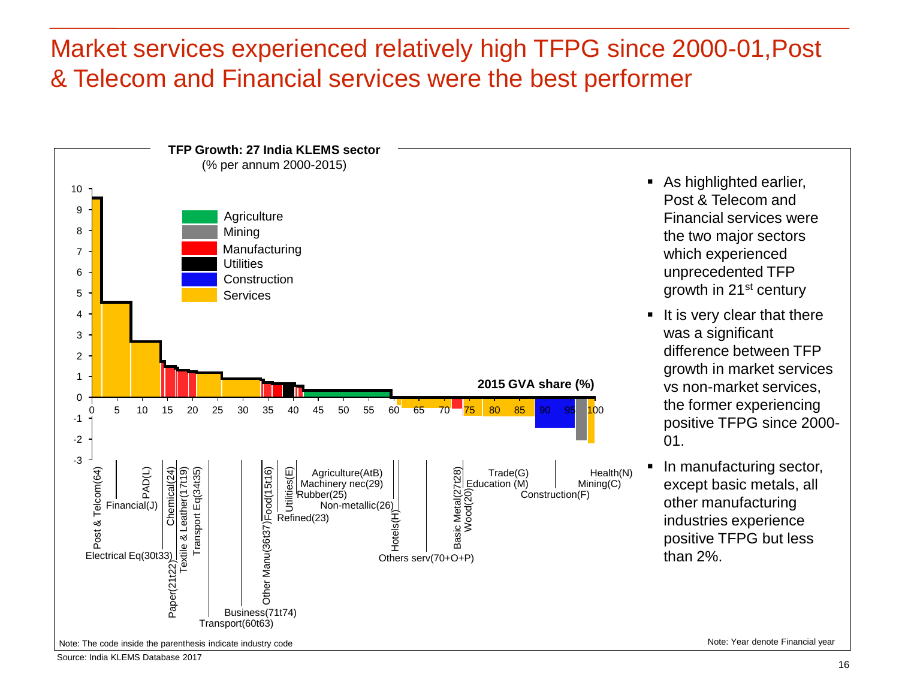# Market services experienced relatively high TFPG since 2000-01,Post & Telecom and Financial services were the best performer

**TFP Growth: 27 India KLEMS sector**
(% per annum 2000-2015)

Legend: Agriculture, Mining, Manufacturing, Utilities, Construction, Services

**2015 GVA share (%)**

Sectors: Post & Telecom(64), Financial(J), PAD(L), Electrical Eq(30t33), Paper(21t22), Chemical(24), Textile & Leather(17t19), Transport Eq(34t35), Transport(60t63), Business(71t74), Other Manu(36t37), Food(15t16), Utilities(E), Refined(23), Rubber(25), Machinery nec(29), Agriculture(AtB), Non-metallic(26), Hotels(H), Others serv(70+O+P), Basic Metal(27t28), Wood(20), Education (M), Trade(G), Construction(F), Mining(C), Health(N)

Note: The code inside the parenthesis indicate industry code

- As highlighted earlier, Post & Telecom and Financial services were the two major sectors which experienced unprecedented TFP growth in 21st century
- It is very clear that there was a significant difference between TFP growth in market services vs non-market services, the former experiencing positive TFPG since 2000-01.
- In manufacturing sector, except basic metals, all other manufacturing industries experience positive TFPG but less than 2%.

Note: Year denote Financial year

Source: India KLEMS Database 2017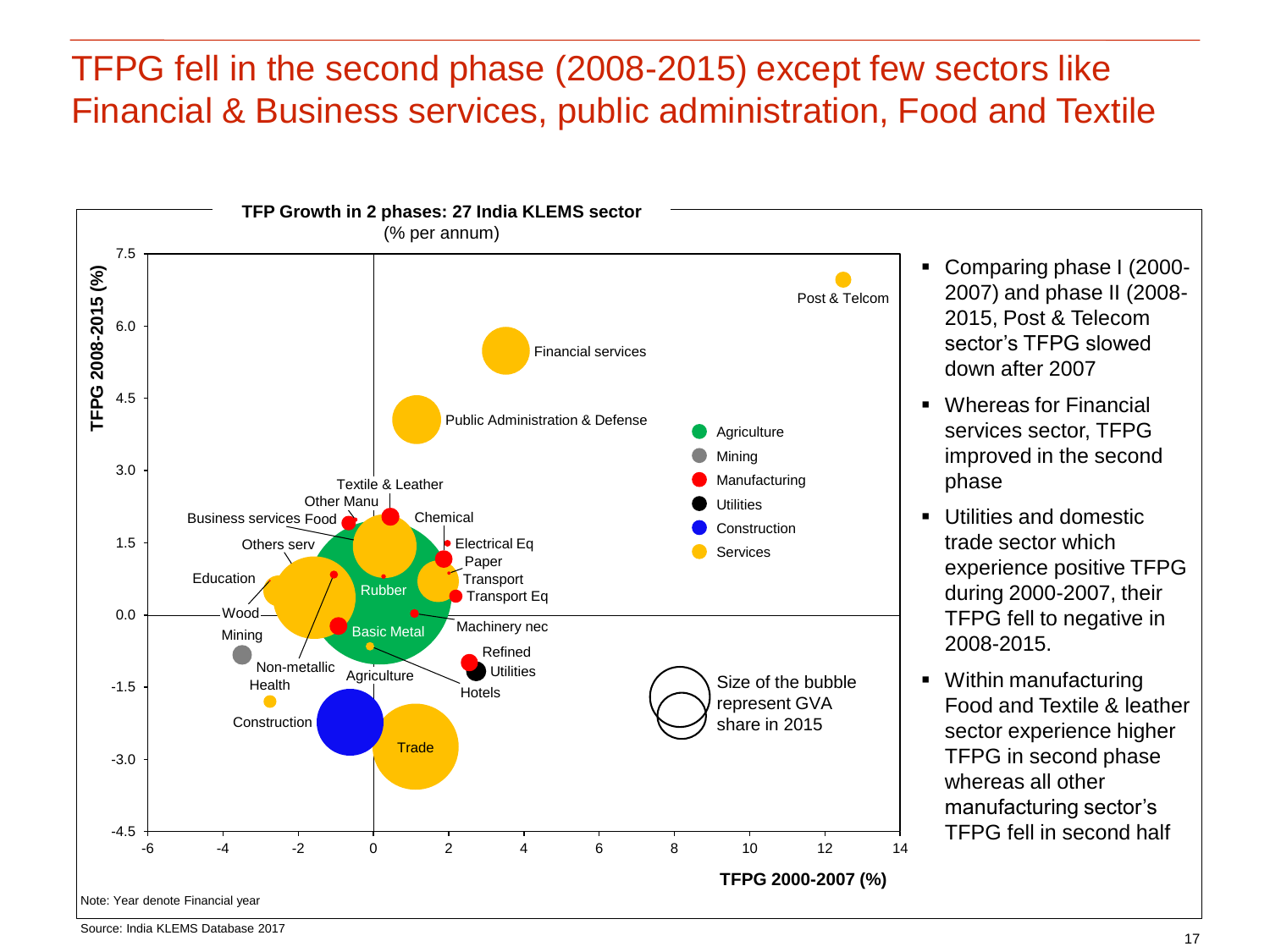# TFPG fell in the second phase (2008-2015) except few sectors like Financial & Business services, public administration, Food and Textile

**TFP Growth in 2 phases: 27 India KLEMS sector**
(% per annum)

Y-axis: TFPG 2008-2015 (%)
X-axis: TFPG 2000-2007 (%)

Legend: Agriculture, Mining, Manufacturing, Utilities, Construction, Services

Size of the bubble represent GVA share in 2015

Note: Year denote Financial year

- Comparing phase I (2000-2007) and phase II (2008-2015, Post & Telecom sector's TFPG slowed down after 2007
- Whereas for Financial services sector, TFPG improved in the second phase
- Utilities and domestic trade sector which experience positive TFPG during 2000-2007, their TFPG fell to negative in 2008-2015.
- Within manufacturing Food and Textile & leather sector experience higher TFPG in second phase whereas all other manufacturing sector's TFPG fell in second half

Source: India KLEMS Database 2017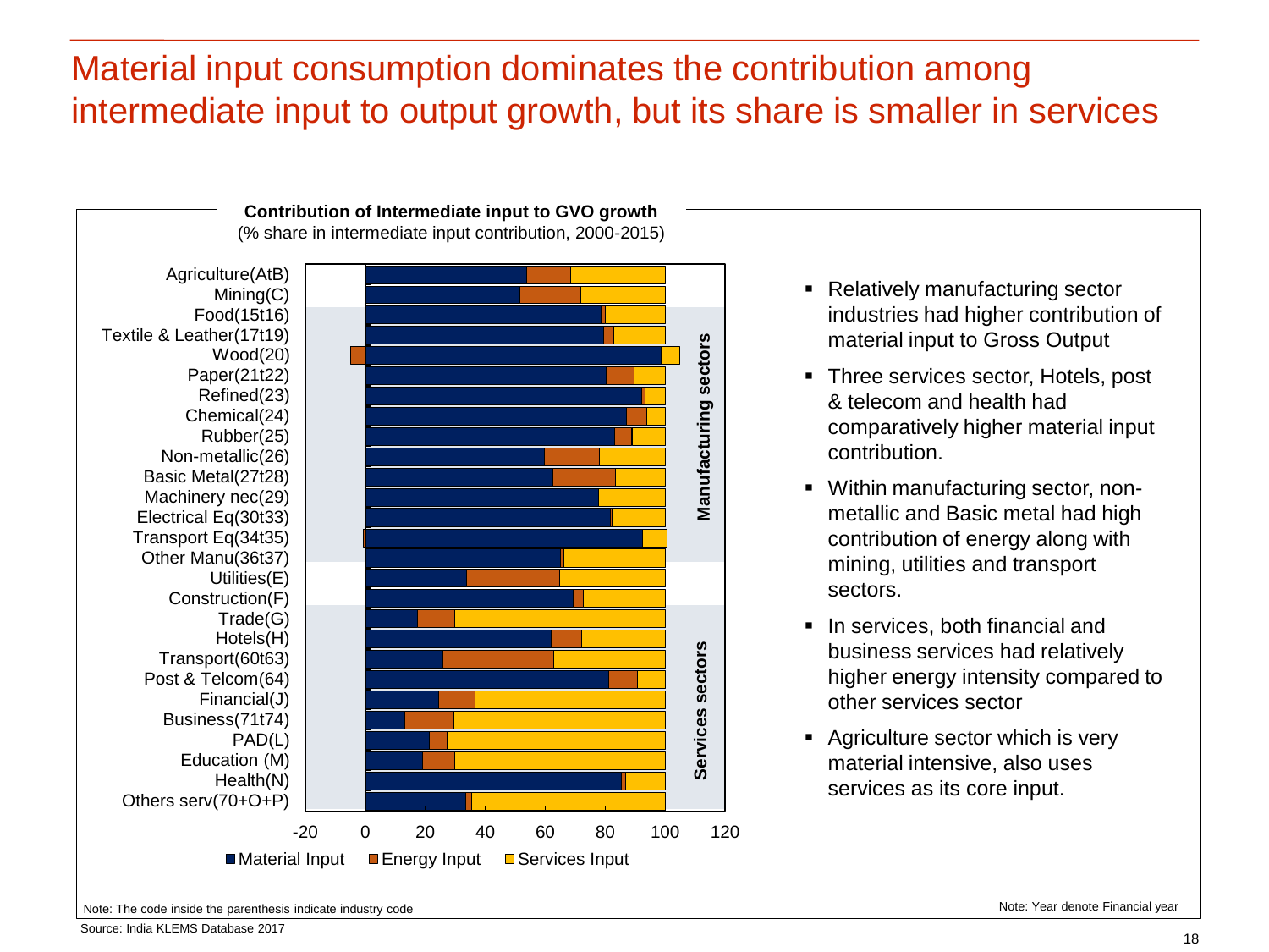# Material input consumption dominates the contribution among intermediate input to output growth, but its share is smaller in services

**Contribution of Intermediate input to GVO growth**
(% share in intermediate input contribution, 2000-2015)

- Relatively manufacturing sector industries had higher contribution of material input to Gross Output
- Three services sector, Hotels, post & telecom and health had comparatively higher material input contribution.
- Within manufacturing sector, non-metallic and Basic metal had high contribution of energy along with mining, utilities and transport sectors.
- In services, both financial and business services had relatively higher energy intensity compared to other services sector
- Agriculture sector which is very material intensive, also uses services as its core input.

Note: The code inside the parenthesis indicate industry code

Note: Year denote Financial year

Source: India KLEMS Database 2017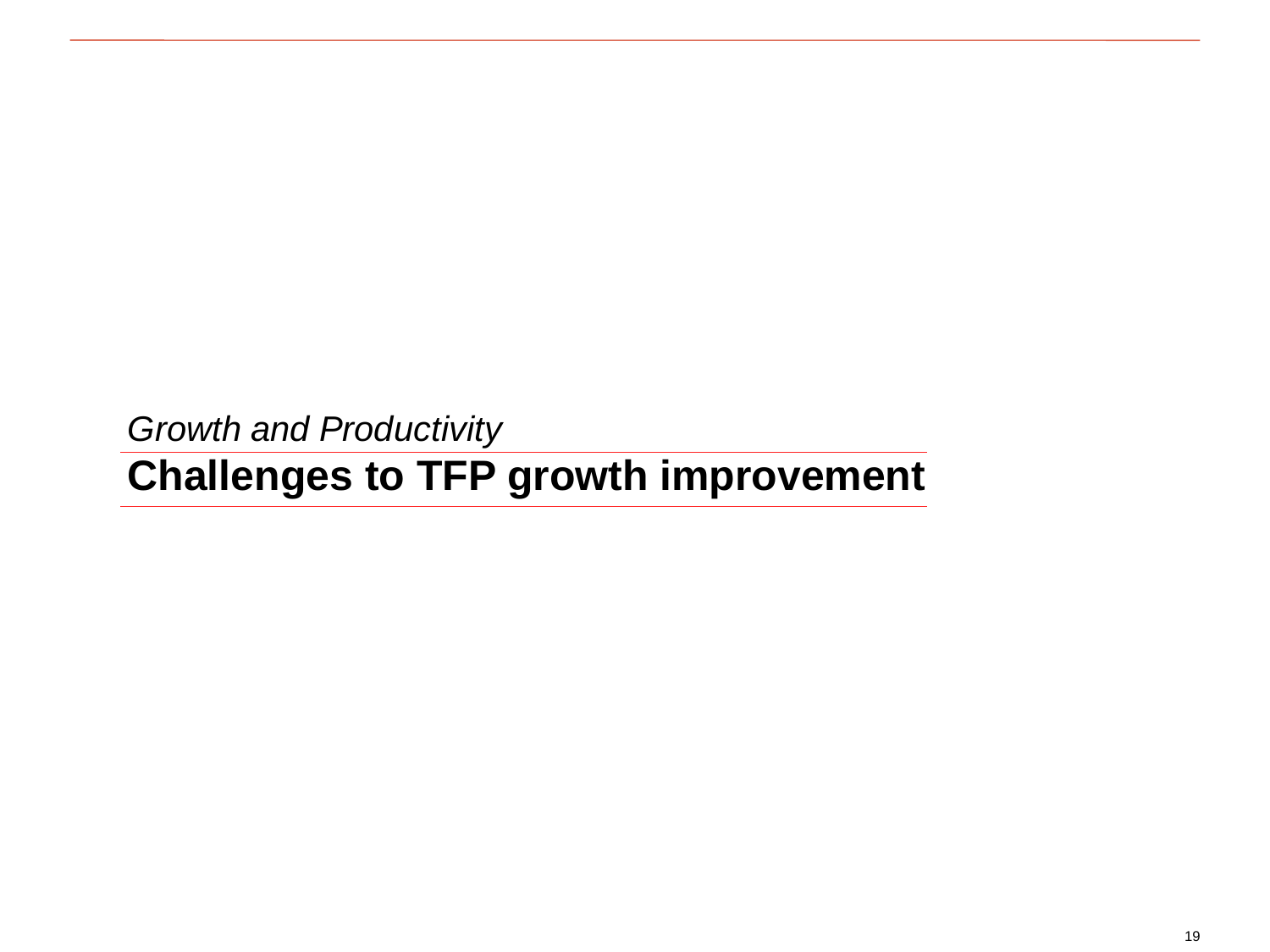*Growth and Productivity*

# Challenges to TFP growth improvement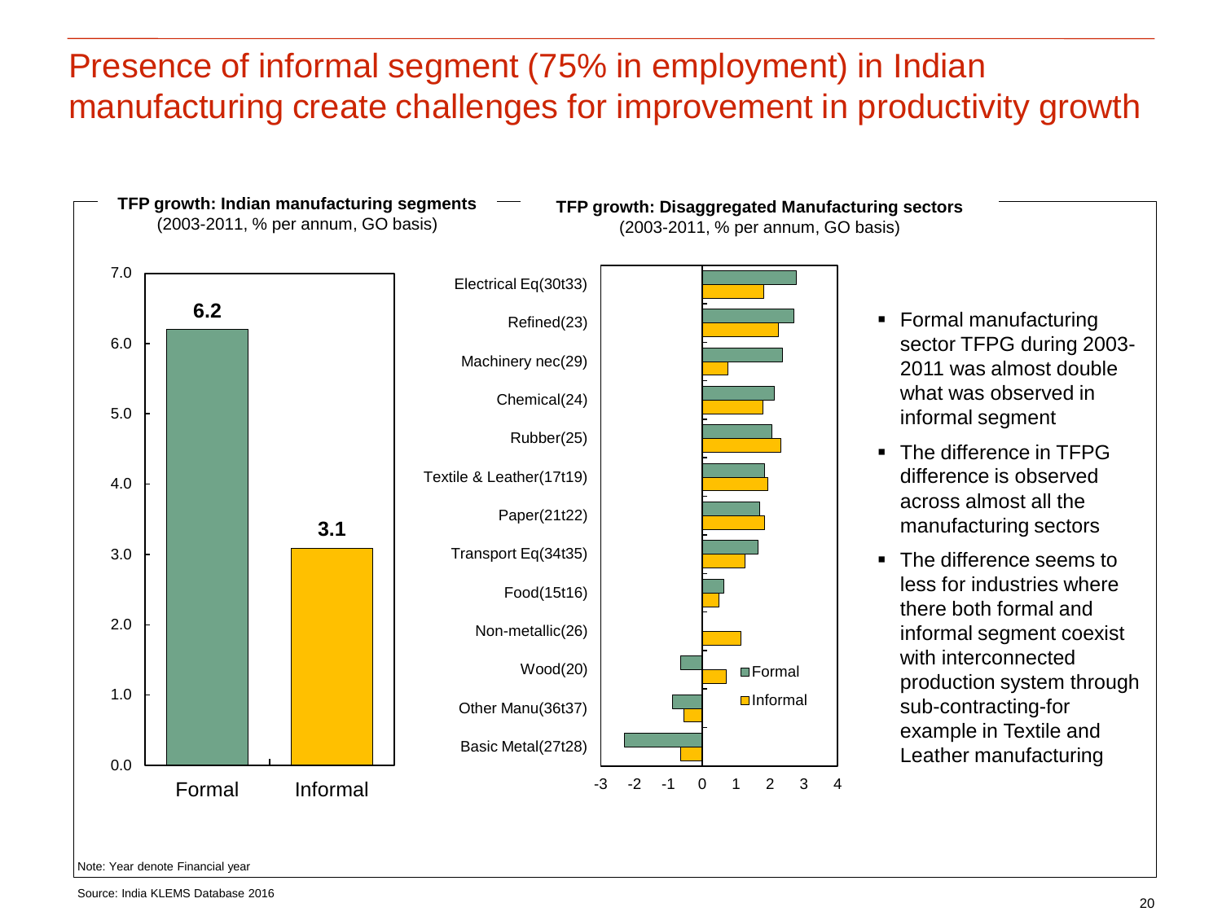# Presence of informal segment (75% in employment) in Indian manufacturing create challenges for improvement in productivity growth

**TFP growth: Indian manufacturing segments**
(2003-2011, % per annum, GO basis)

| Segment | TFP growth |
|---|---|
| Formal | 6.2 |
| Informal | 3.1 |

**TFP growth: Disaggregated Manufacturing sectors**
(2003-2011, % per annum, GO basis)

Sectors shown (Formal and Informal): Electrical Eq(30t33), Refined(23), Machinery nec(29), Chemical(24), Rubber(25), Textile & Leather(17t19), Paper(21t22), Transport Eq(34t35), Food(15t16), Non-metallic(26), Wood(20), Other Manu(36t37), Basic Metal(27t28)

- Formal manufacturing sector TFPG during 2003-2011 was almost double what was observed in informal segment
- The difference in TFPG difference is observed across almost all the manufacturing sectors
- The difference seems to less for industries where there both formal and informal segment coexist with interconnected production system through sub-contracting-for example in Textile and Leather manufacturing

Note: Year denote Financial year

Source: India KLEMS Database 2016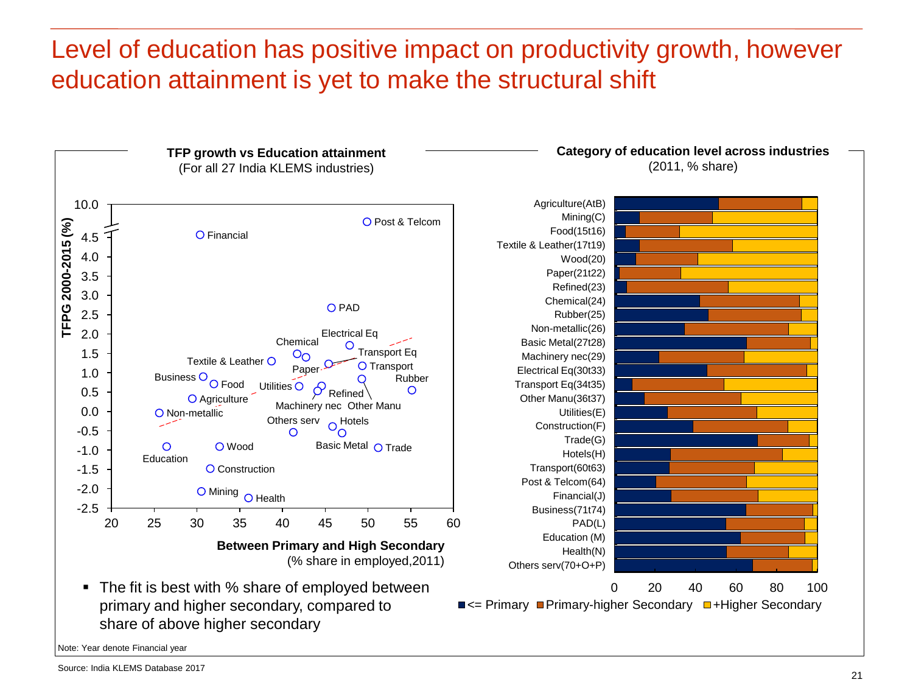# Level of education has positive impact on productivity growth, however education attainment is yet to make the structural shift

**TFP growth vs Education attainment**
(For all 27 India KLEMS industries)

TFPG 2000-2015 (%)

Between Primary and High Secondary (% share in employed, 2011)

- The fit is best with % share of employed between primary and higher secondary, compared to share of above higher secondary

**Category of education level across industries**
(2011, % share)

Agriculture(AtB), Mining(C), Food(15t16), Textile & Leather(17t19), Wood(20), Paper(21t22), Refined(23), Chemical(24), Rubber(25), Non-metallic(26), Basic Metal(27t28), Machinery nec(29), Electrical Eq(30t33), Transport Eq(34t35), Other Manu(36t37), Utilities(E), Construction(F), Trade(G), Hotels(H), Transport(60t63), Post & Telcom(64), Financial(J), Business(71t74), PAD(L), Education (M), Health(N), Others serv(70+O+P)

<= Primary | Primary-higher Secondary | +Higher Secondary

Note: Year denote Financial year

Source: India KLEMS Database 2017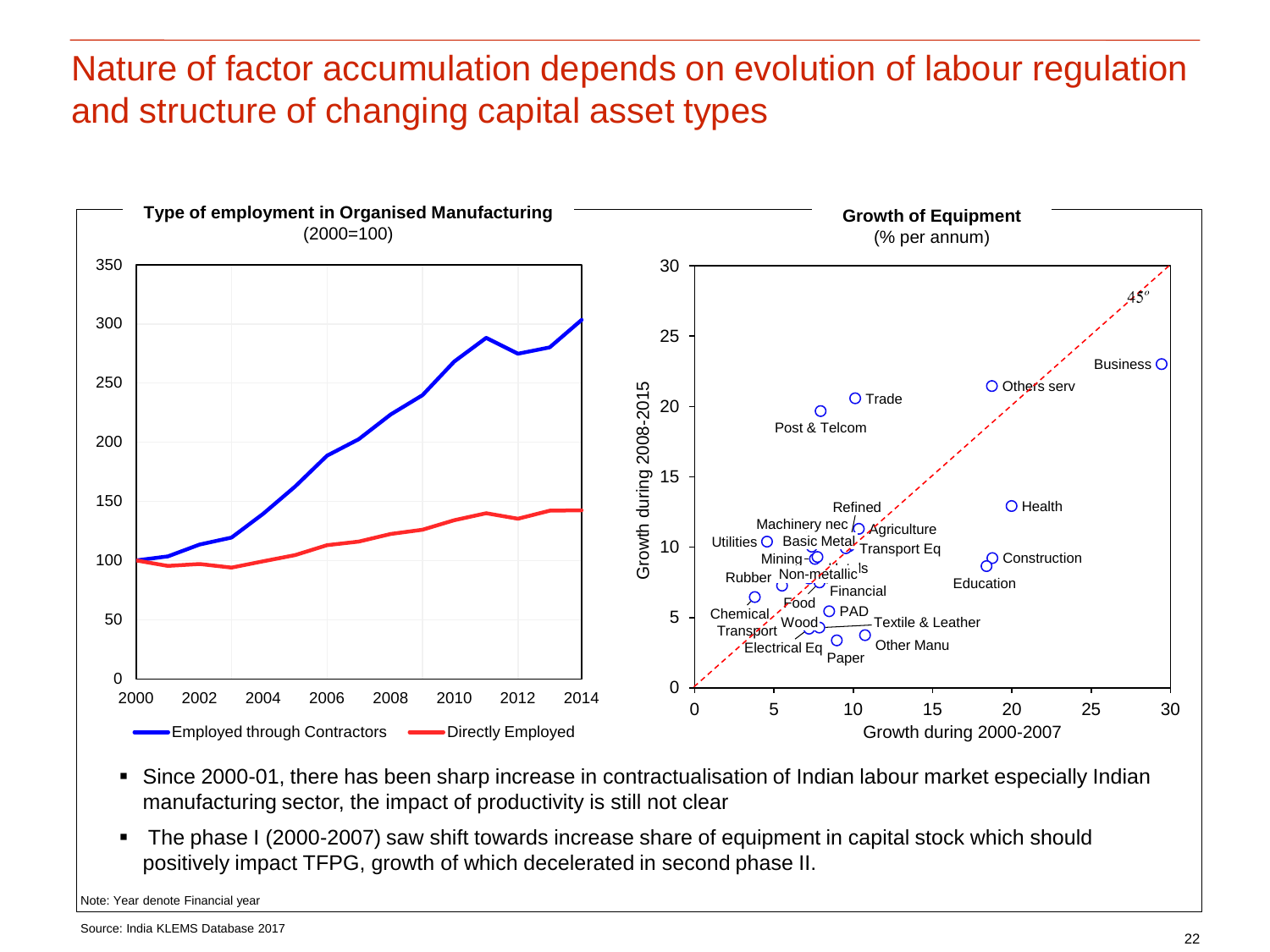# Nature of factor accumulation depends on evolution of labour regulation and structure of changing capital asset types

**Type of employment in Organised Manufacturing**
(2000=100)

Employed through Contractors | Directly Employed

**Growth of Equipment**
(% per annum)

Growth during 2008-2015 / Growth during 2000-2007

- Since 2000-01, there has been sharp increase in contractualisation of Indian labour market especially Indian manufacturing sector, the impact of productivity is still not clear
- The phase I (2000-2007) saw shift towards increase share of equipment in capital stock which should positively impact TFPG, growth of which decelerated in second phase II.

Note: Year denote Financial year

Source: India KLEMS Database 2017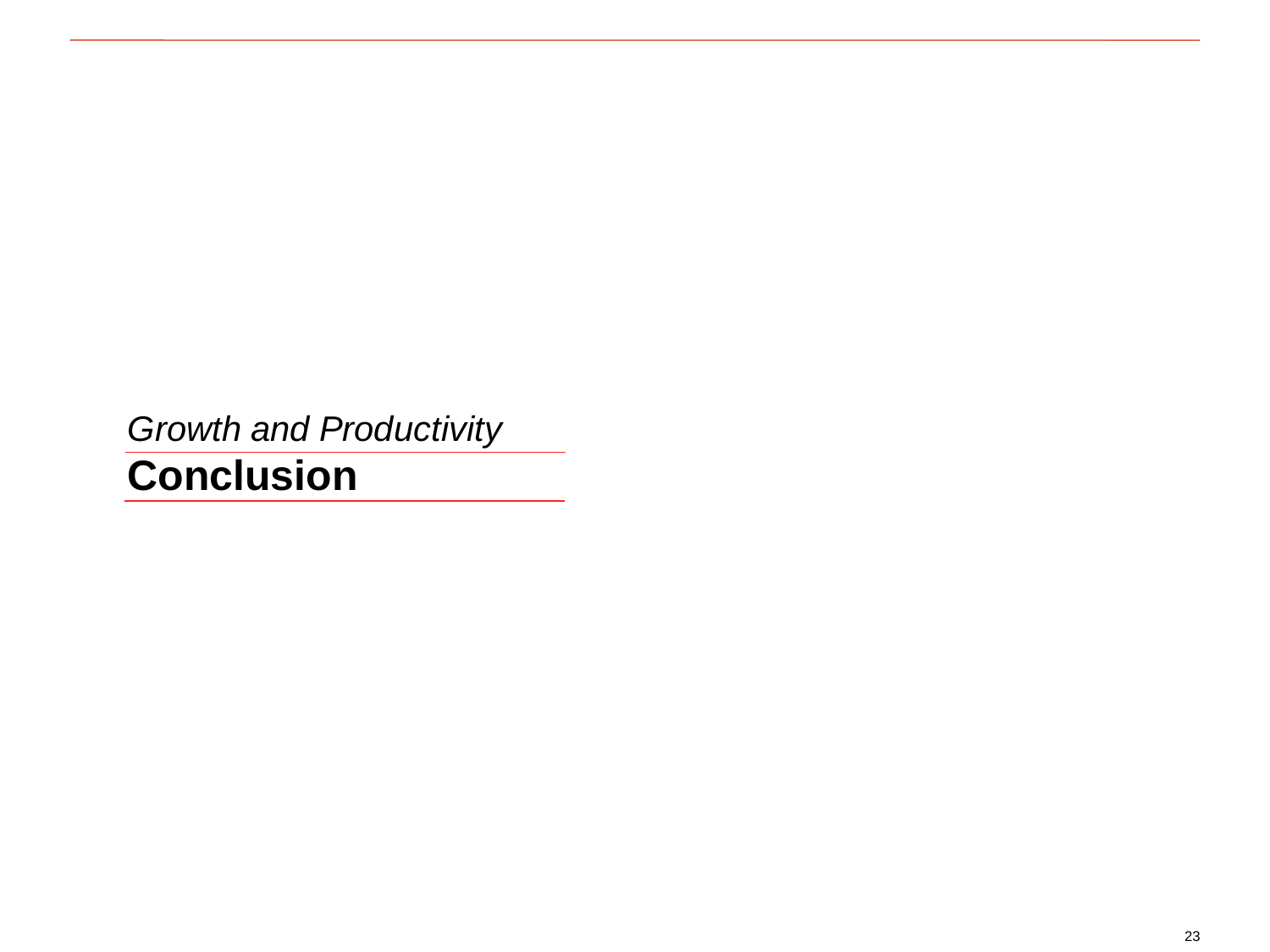*Growth and Productivity*

# Conclusion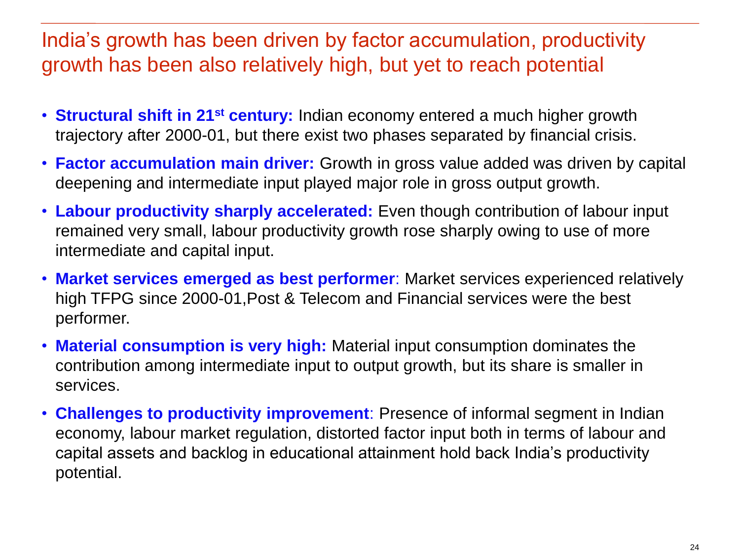# India's growth has been driven by factor accumulation, productivity growth has been also relatively high, but yet to reach potential

- **Structural shift in 21st century:** Indian economy entered a much higher growth trajectory after 2000-01, but there exist two phases separated by financial crisis.
- **Factor accumulation main driver:** Growth in gross value added was driven by capital deepening and intermediate input played major role in gross output growth.
- **Labour productivity sharply accelerated:** Even though contribution of labour input remained very small, labour productivity growth rose sharply owing to use of more intermediate and capital input.
- **Market services emerged as best performer**: Market services experienced relatively high TFPG since 2000-01,Post & Telecom and Financial services were the best performer.
- **Material consumption is very high:** Material input consumption dominates the contribution among intermediate input to output growth, but its share is smaller in services.
- **Challenges to productivity improvement**: Presence of informal segment in Indian economy, labour market regulation, distorted factor input both in terms of labour and capital assets and backlog in educational attainment hold back India's productivity potential.